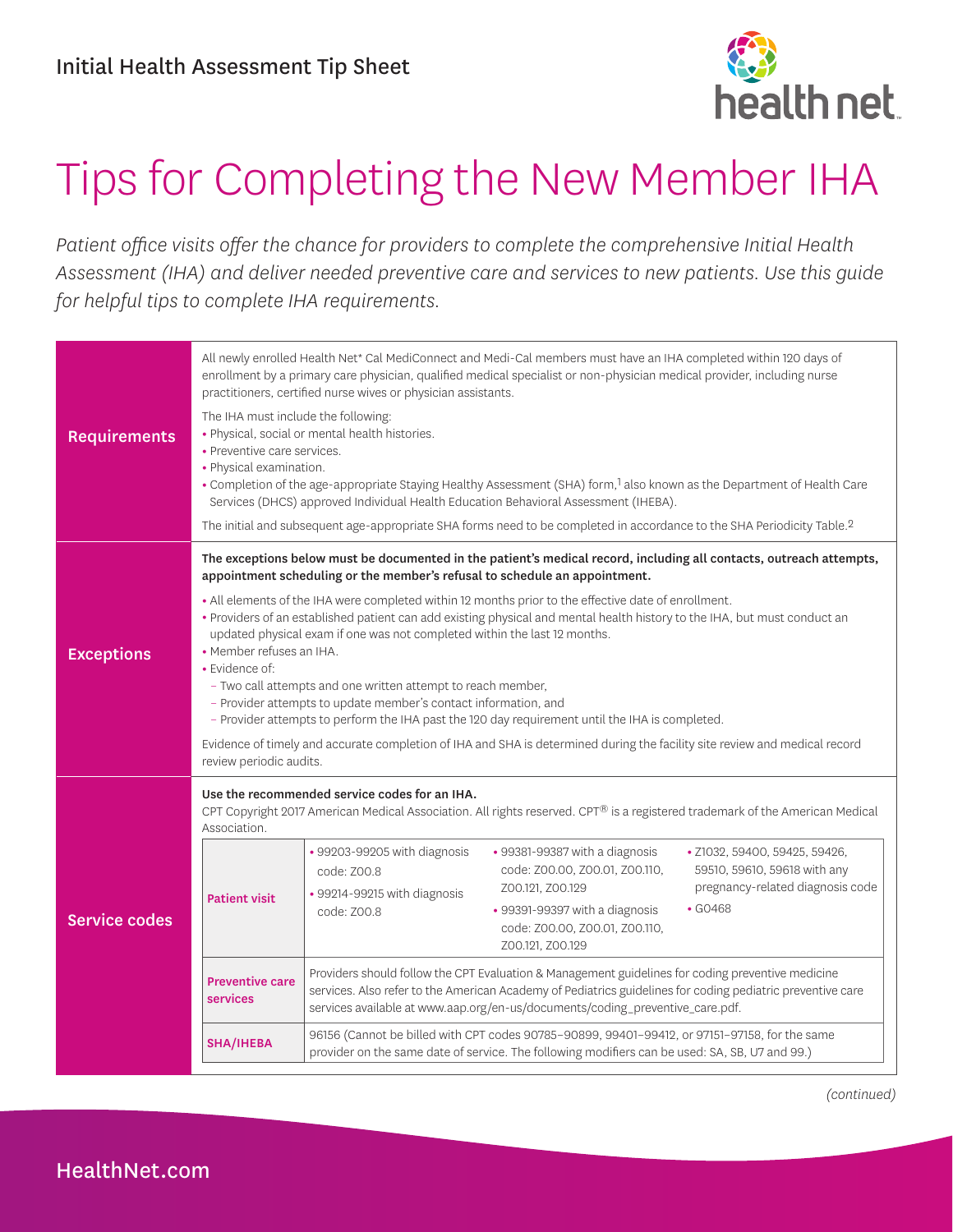Initial Health Assessment Tip Sheet

# Tips for Completing the New Member IHA

*Patient office visits offer the chance for providers to complete the comprehensive Initial Health Assessment (IHA) and deliver needed preventive care and services to new patients. Use this guide for helpful tips to complete IHA requirements.*

## Requirements

All newly enrolled Health Net* Cal MediConnect and Medi-Cal members must have an IHA completed within 120 days of enrollment by a primary care physician, qualified medical specialist or non-physician medical provider, including nurse practitioners, certified nurse wives or physician assistants.

The IHA must include the following:

- Physical, social or mental health histories.
- Preventive care services.
- Physical examination.
- Completion of the age-appropriate Staying Healthy Assessment (SHA) form,[1] also known as the Department of Health Care Services (DHCS) approved Individual Health Education Behavioral Assessment (IHEBA).

The initial and subsequent age-appropriate SHA forms need to be completed in accordance to the SHA Periodicity Table.[2]

## Exceptions

**The exceptions below must be documented in the patient's medical record, including all contacts, outreach attempts, appointment scheduling or the member's refusal to schedule an appointment.**

- All elements of the IHA were completed within 12 months prior to the effective date of enrollment.
- Providers of an established patient can add existing physical and mental health history to the IHA, but must conduct an updated physical exam if one was not completed within the last 12 months.
- Member refuses an IHA.
- Evidence of:
  - Two call attempts and one written attempt to reach member,
  - Provider attempts to update member's contact information, and
  - Provider attempts to perform the IHA past the 120 day requirement until the IHA is completed.

Evidence of timely and accurate completion of IHA and SHA is determined during the facility site review and medical record review periodic audits.

## Service codes

**Use the recommended service codes for an IHA.**
CPT Copyright 2017 American Medical Association. All rights reserved. CPT® is a registered trademark of the American Medical Association.

| | | | |
|---|---|---|---|
| **Patient visit** | • 99203-99205 with diagnosis code: Z00.8<br>• 99214-99215 with diagnosis code: Z00.8 | • 99381-99387 with a diagnosis code: Z00.00, Z00.01, Z00.110, Z00.121, Z00.129<br>• 99391-99397 with a diagnosis code: Z00.00, Z00.01, Z00.110, Z00.121, Z00.129 | • Z1032, 59400, 59425, 59426, 59510, 59610, 59618 with any pregnancy-related diagnosis code<br>• G0468 |
| **Preventive care services** | Providers should follow the CPT Evaluation & Management guidelines for coding preventive medicine services. Also refer to the American Academy of Pediatrics guidelines for coding pediatric preventive care services available at www.aap.org/en-us/documents/coding_preventive_care.pdf. | | |
| **SHA/IHEBA** | 96156 (Cannot be billed with CPT codes 90785–90899, 99401–99412, or 97151–97158, for the same provider on the same date of service. The following modifiers can be used: SA, SB, U7 and 99.) | | |

*(continued)*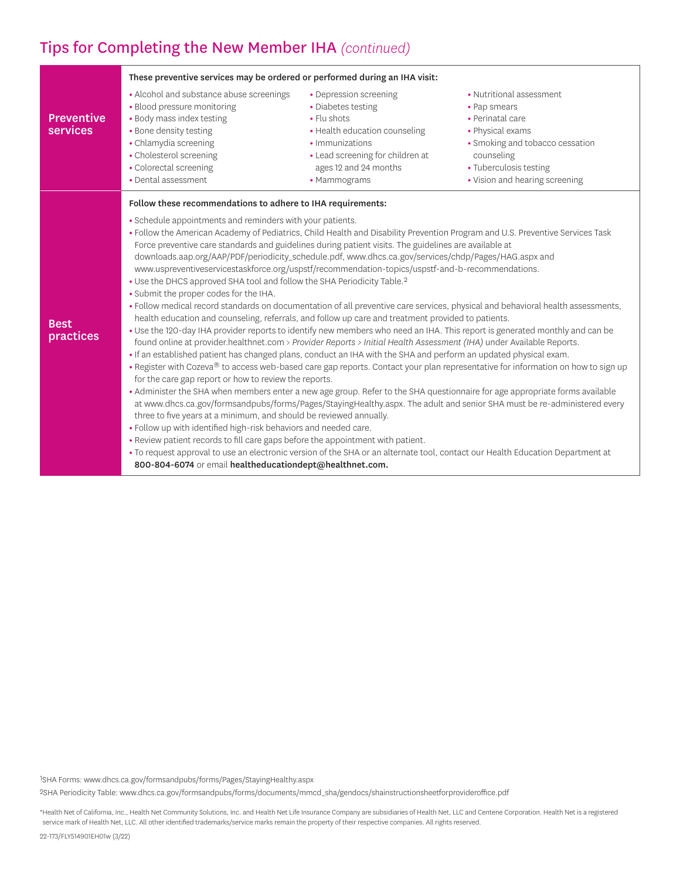# Tips for Completing the New Member IHA *(continued)*

| | |
|---|---|
| **Preventive services** | **These preventive services may be ordered or performed during an IHA visit:**<br>• Alcohol and substance abuse screenings<br>• Blood pressure monitoring<br>• Body mass index testing<br>• Bone density testing<br>• Chlamydia screening<br>• Cholesterol screening<br>• Colorectal screening<br>• Dental assessment<br>• Depression screening<br>• Diabetes testing<br>• Flu shots<br>• Health education counseling<br>• Immunizations<br>• Lead screening for children at ages 12 and 24 months<br>• Mammograms<br>• Nutritional assessment<br>• Pap smears<br>• Perinatal care<br>• Physical exams<br>• Smoking and tobacco cessation counseling<br>• Tuberculosis testing<br>• Vision and hearing screening |
| **Best practices** | **Follow these recommendations to adhere to IHA requirements:**<br>• Schedule appointments and reminders with your patients.<br>• Follow the American Academy of Pediatrics, Child Health and Disability Prevention Program and U.S. Preventive Services Task Force preventive care standards and guidelines during patient visits. The guidelines are available at downloads.aap.org/AAP/PDF/periodicity_schedule.pdf, www.dhcs.ca.gov/services/chdp/Pages/HAG.aspx and www.uspreventiveservicestaskforce.org/uspstf/recommendation-topics/uspstf-and-b-recommendations.<br>• Use the DHCS approved SHA tool and follow the SHA Periodicity Table.[2]<br>• Submit the proper codes for the IHA.<br>• Follow medical record standards on documentation of all preventive care services, physical and behavioral health assessments, health education and counseling, referrals, and follow up care and treatment provided to patients.<br>• Use the 120-day IHA provider reports to identify new members who need an IHA. This report is generated monthly and can be found online at provider.healthnet.com > *Provider Reports > Initial Health Assessment (IHA)* under Available Reports.<br>• If an established patient has changed plans, conduct an IHA with the SHA and perform an updated physical exam.<br>• Register with Cozeva® to access web-based care gap reports. Contact your plan representative for information on how to sign up for the care gap report or how to review the reports.<br>• Administer the SHA when members enter a new age group. Refer to the SHA questionnaire for age appropriate forms available at www.dhcs.ca.gov/formsandpubs/forms/Pages/StayingHealthy.aspx. The adult and senior SHA must be re-administered every three to five years at a minimum, and should be reviewed annually.<br>• Follow up with identified high-risk behaviors and needed care.<br>• Review patient records to fill care gaps before the appointment with patient.<br>• To request approval to use an electronic version of the SHA or an alternate tool, contact our Health Education Department at **800-804-6074** or email **healtheducationdept@healthnet.com.** |

[1]SHA Forms: www.dhcs.ca.gov/formsandpubs/forms/Pages/StayingHealthy.aspx

[2]SHA Periodicity Table: www.dhcs.ca.gov/formsandpubs/forms/documents/mmcd_sha/gendocs/shainstructionsheetforprovideroffice.pdf

*Health Net of California, Inc., Health Net Community Solutions, Inc. and Health Net Life Insurance Company are subsidiaries of Health Net, LLC and Centene Corporation. Health Net is a registered service mark of Health Net, LLC. All other identified trademarks/service marks remain the property of their respective companies. All rights reserved.

22-173/FLY514901EH01w (3/22)